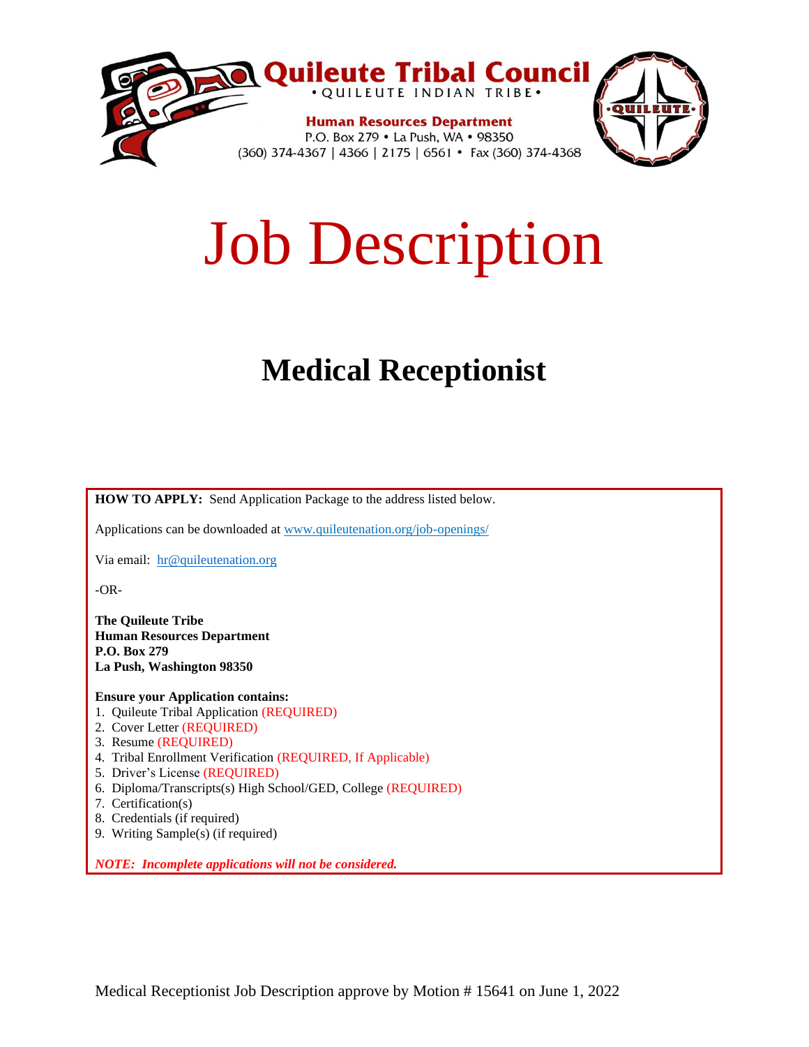**Quileute Tribal Council**
• QUILEUTE INDIAN TRIBE •

**Human Resources Department**
P.O. Box 279 • La Push, WA • 98350
(360) 374-4367 | 4366 | 2175 | 6561 • Fax (360) 374-4368

# Job Description

## Medical Receptionist

**HOW TO APPLY:** Send Application Package to the address listed below.

Applications can be downloaded at [www.quileutenation.org/job-openings/](http://www.quileutenation.org/job-openings/)

Via email: [hr@quileutenation.org](mailto:hr@quileutenation.org)

-OR-

**The Quileute Tribe**
**Human Resources Department**
**P.O. Box 279**
**La Push, Washington 98350**

**Ensure your Application contains:**

1. Quileute Tribal Application (REQUIRED)
2. Cover Letter (REQUIRED)
3. Resume (REQUIRED)
4. Tribal Enrollment Verification (REQUIRED, If Applicable)
5. Driver's License (REQUIRED)
6. Diploma/Transcripts(s) High School/GED, College (REQUIRED)
7. Certification(s)
8. Credentials (if required)
9. Writing Sample(s) (if required)

***NOTE: Incomplete applications will not be considered.***

Medical Receptionist Job Description approve by Motion # 15641 on June 1, 2022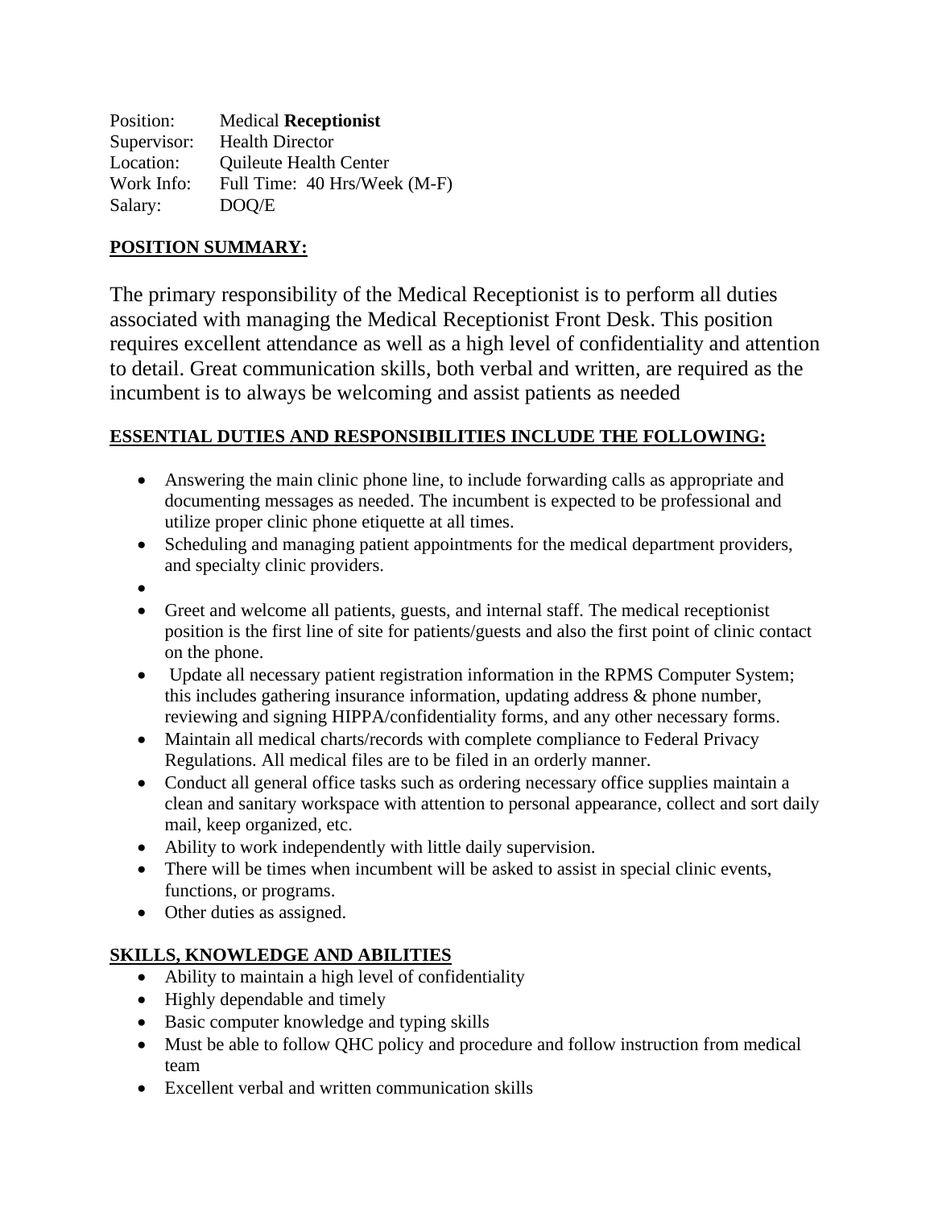Position: Medical **Receptionist**
Supervisor: Health Director
Location: Quileute Health Center
Work Info: Full Time: 40 Hrs/Week (M-F)
Salary: DOQ/E

**POSITION SUMMARY:**

The primary responsibility of the Medical Receptionist is to perform all duties associated with managing the Medical Receptionist Front Desk. This position requires excellent attendance as well as a high level of confidentiality and attention to detail. Great communication skills, both verbal and written, are required as the incumbent is to always be welcoming and assist patients as needed

**ESSENTIAL DUTIES AND RESPONSIBILITIES INCLUDE THE FOLLOWING:**

- Answering the main clinic phone line, to include forwarding calls as appropriate and documenting messages as needed. The incumbent is expected to be professional and utilize proper clinic phone etiquette at all times.
- Scheduling and managing patient appointments for the medical department providers, and specialty clinic providers.
- 
- Greet and welcome all patients, guests, and internal staff. The medical receptionist position is the first line of site for patients/guests and also the first point of clinic contact on the phone.
- Update all necessary patient registration information in the RPMS Computer System; this includes gathering insurance information, updating address & phone number, reviewing and signing HIPPA/confidentiality forms, and any other necessary forms.
- Maintain all medical charts/records with complete compliance to Federal Privacy Regulations. All medical files are to be filed in an orderly manner.
- Conduct all general office tasks such as ordering necessary office supplies maintain a clean and sanitary workspace with attention to personal appearance, collect and sort daily mail, keep organized, etc.
- Ability to work independently with little daily supervision.
- There will be times when incumbent will be asked to assist in special clinic events, functions, or programs.
- Other duties as assigned.

**SKILLS, KNOWLEDGE AND ABILITIES**

- Ability to maintain a high level of confidentiality
- Highly dependable and timely
- Basic computer knowledge and typing skills
- Must be able to follow QHC policy and procedure and follow instruction from medical team
- Excellent verbal and written communication skills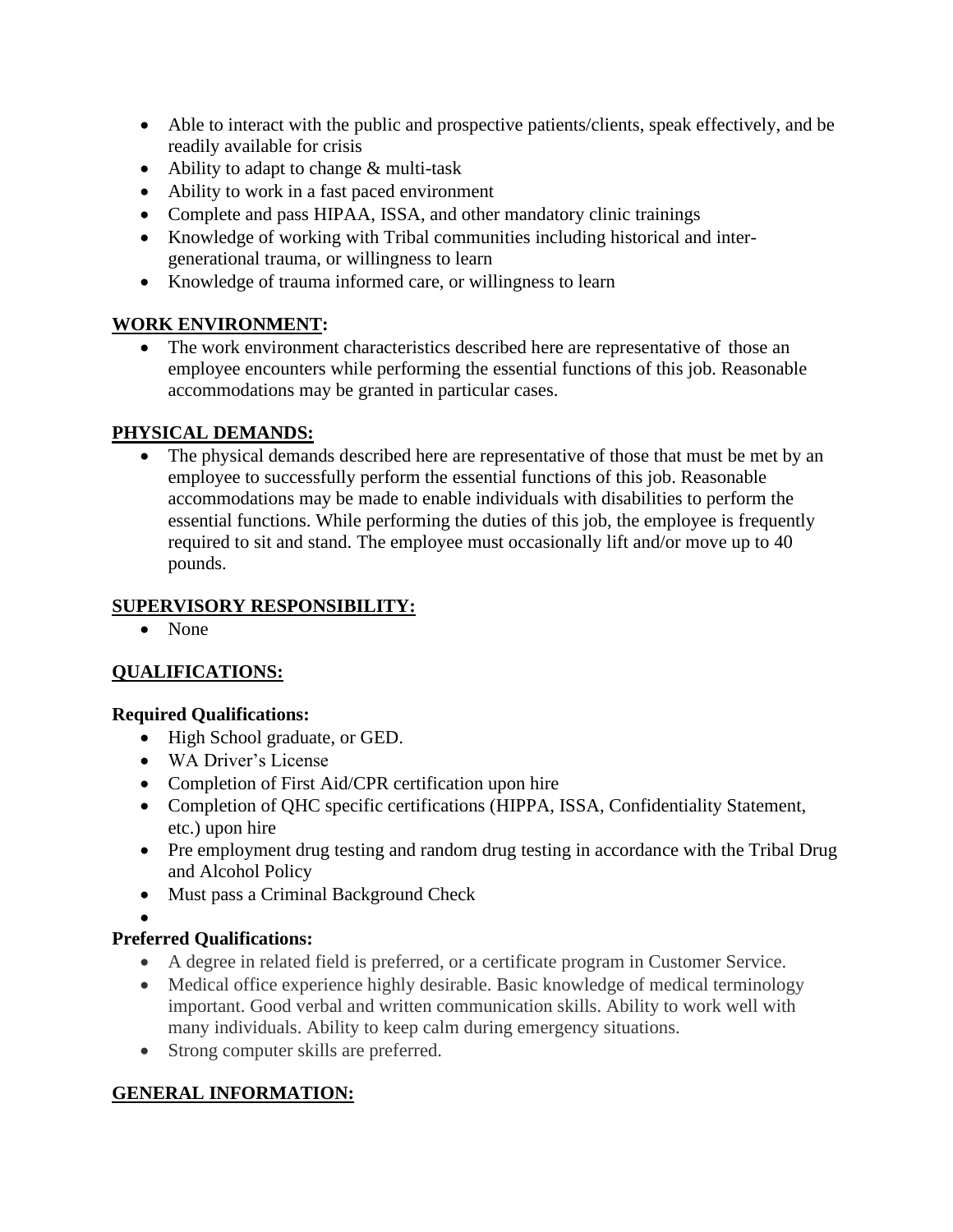- Able to interact with the public and prospective patients/clients, speak effectively, and be readily available for crisis
- Ability to adapt to change & multi-task
- Ability to work in a fast paced environment
- Complete and pass HIPAA, ISSA, and other mandatory clinic trainings
- Knowledge of working with Tribal communities including historical and inter-generational trauma, or willingness to learn
- Knowledge of trauma informed care, or willingness to learn

## WORK ENVIRONMENT:

- The work environment characteristics described here are representative of those an employee encounters while performing the essential functions of this job. Reasonable accommodations may be granted in particular cases.

## PHYSICAL DEMANDS:

- The physical demands described here are representative of those that must be met by an employee to successfully perform the essential functions of this job. Reasonable accommodations may be made to enable individuals with disabilities to perform the essential functions. While performing the duties of this job, the employee is frequently required to sit and stand. The employee must occasionally lift and/or move up to 40 pounds.

## SUPERVISORY RESPONSIBILITY:

- None

## QUALIFICATIONS:

**Required Qualifications:**

- High School graduate, or GED.
- WA Driver's License
- Completion of First Aid/CPR certification upon hire
- Completion of QHC specific certifications (HIPPA, ISSA, Confidentiality Statement, etc.) upon hire
- Pre employment drug testing and random drug testing in accordance with the Tribal Drug and Alcohol Policy
- Must pass a Criminal Background Check

**Preferred Qualifications:**

- A degree in related field is preferred, or a certificate program in Customer Service.
- Medical office experience highly desirable. Basic knowledge of medical terminology important. Good verbal and written communication skills. Ability to work well with many individuals. Ability to keep calm during emergency situations.
- Strong computer skills are preferred.

## GENERAL INFORMATION: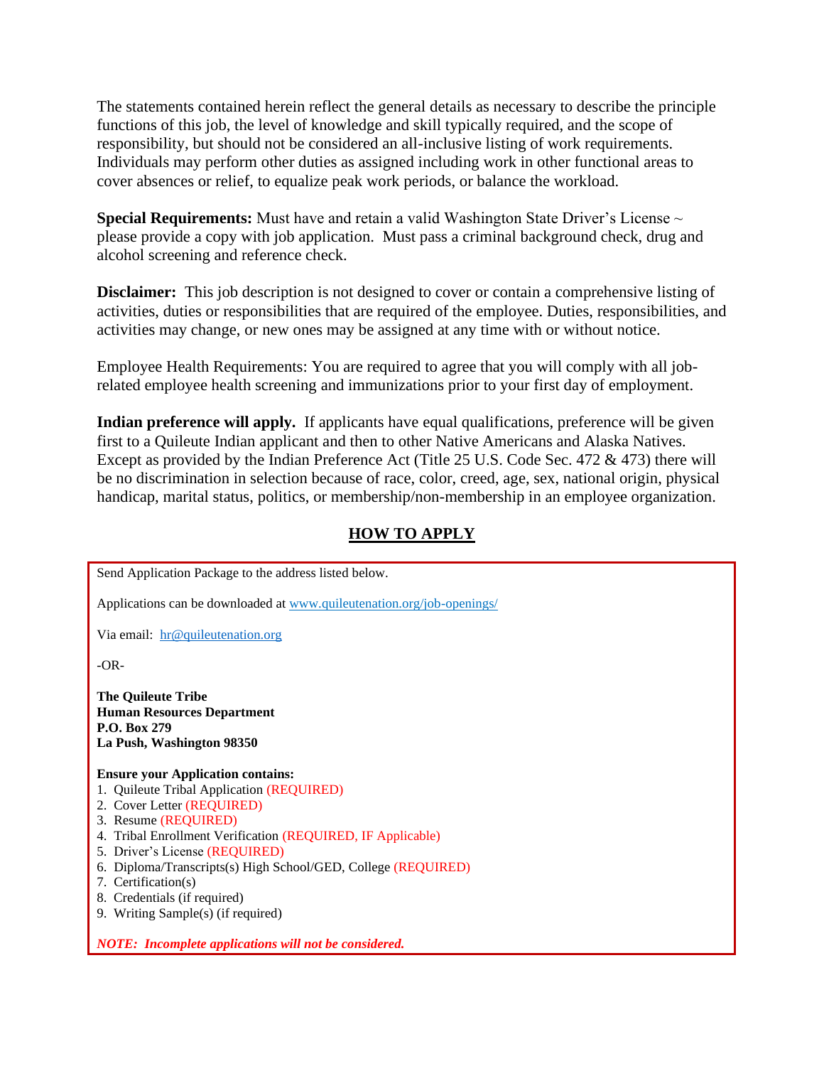The statements contained herein reflect the general details as necessary to describe the principle functions of this job, the level of knowledge and skill typically required, and the scope of responsibility, but should not be considered an all-inclusive listing of work requirements. Individuals may perform other duties as assigned including work in other functional areas to cover absences or relief, to equalize peak work periods, or balance the workload.

**Special Requirements:** Must have and retain a valid Washington State Driver's License ~ please provide a copy with job application. Must pass a criminal background check, drug and alcohol screening and reference check.

**Disclaimer:** This job description is not designed to cover or contain a comprehensive listing of activities, duties or responsibilities that are required of the employee. Duties, responsibilities, and activities may change, or new ones may be assigned at any time with or without notice.

Employee Health Requirements: You are required to agree that you will comply with all job-related employee health screening and immunizations prior to your first day of employment.

**Indian preference will apply.** If applicants have equal qualifications, preference will be given first to a Quileute Indian applicant and then to other Native Americans and Alaska Natives. Except as provided by the Indian Preference Act (Title 25 U.S. Code Sec. 472 & 473) there will be no discrimination in selection because of race, color, creed, age, sex, national origin, physical handicap, marital status, politics, or membership/non-membership in an employee organization.

## HOW TO APPLY

Send Application Package to the address listed below.

Applications can be downloaded at [www.quileutenation.org/job-openings/](www.quileutenation.org/job-openings/)

Via email: [hr@quileutenation.org](mailto:hr@quileutenation.org)

-OR-

**The Quileute Tribe**
**Human Resources Department**
**P.O. Box 279**
**La Push, Washington 98350**

**Ensure your Application contains:**

1. Quileute Tribal Application (REQUIRED)
2. Cover Letter (REQUIRED)
3. Resume (REQUIRED)
4. Tribal Enrollment Verification (REQUIRED, IF Applicable)
5. Driver's License (REQUIRED)
6. Diploma/Transcripts(s) High School/GED, College (REQUIRED)
7. Certification(s)
8. Credentials (if required)
9. Writing Sample(s) (if required)

***NOTE: Incomplete applications will not be considered.***